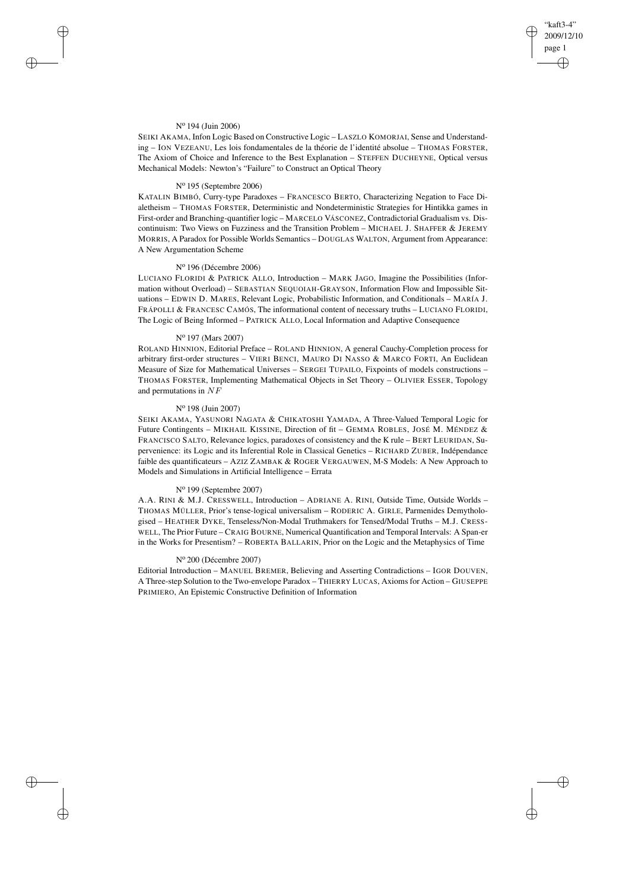N° 194 (Juin 2006)

SEIKI AKAMA, Infon Logic Based on Constructive Logic – LASZLO KOMORJAI, Sense and Understanding – ION VEZEANU, Les lois fondamentales de la théorie de l'identité absolue – THOMAS FORSTER, The Axiom of Choice and Inference to the Best Explanation – STEFFEN DUCHEYNE, Optical versus Mechanical Models: Newton's "Failure" to Construct an Optical Theory

N° 195 (Septembre 2006)

KATALIN BIMBÓ, Curry-type Paradoxes – FRANCESCO BERTO, Characterizing Negation to Face Dialetheism – THOMAS FORSTER, Deterministic and Nondeterministic Strategies for Hintikka games in First-order and Branching-quantifier logic – MARCELO VÁSCONEZ, Contradictorial Gradualism vs. Discontinuism: Two Views on Fuzziness and the Transition Problem – MICHAEL J. SHAFFER & JEREMY MORRIS, A Paradox for Possible Worlds Semantics – DOUGLAS WALTON, Argument from Appearance: A New Argumentation Scheme

N° 196 (Décembre 2006)

LUCIANO FLORIDI & PATRICK ALLO, Introduction – MARK JAGO, Imagine the Possibilities (Information without Overload) – SEBASTIAN SEQUOIAH-GRAYSON, Information Flow and Impossible Situations – EDWIN D. MARES, Relevant Logic, Probabilistic Information, and Conditionals – MARÍA J. FRÁPOLLI & FRANCESC CAMÓS, The informational content of necessary truths – LUCIANO FLORIDI, The Logic of Being Informed – PATRICK ALLO, Local Information and Adaptive Consequence

N° 197 (Mars 2007)

ROLAND HINNION, Editorial Preface – ROLAND HINNION, A general Cauchy-Completion process for arbitrary first-order structures – VIERI BENCI, MAURO DI NASSO & MARCO FORTI, An Euclidean Measure of Size for Mathematical Universes – SERGEI TUPAILO, Fixpoints of models constructions – THOMAS FORSTER, Implementing Mathematical Objects in Set Theory – OLIVIER ESSER, Topology and permutations in $NF$

N° 198 (Juin 2007)

SEIKI AKAMA, YASUNORI NAGATA & CHIKATOSHI YAMADA, A Three-Valued Temporal Logic for Future Contingents – MIKHAIL KISSINE, Direction of fit – GEMMA ROBLES, JOSÉ M. MÉNDEZ & FRANCISCO SALTO, Relevance logics, paradoxes of consistency and the K rule – BERT LEURIDAN, Supervenience: its Logic and its Inferential Role in Classical Genetics – RICHARD ZUBER, Indépendance faible des quantificateurs – AZIZ ZAMBAK & ROGER VERGAUWEN, M-S Models: A New Approach to Models and Simulations in Artificial Intelligence – Errata

N° 199 (Septembre 2007)

A.A. RINI & M.J. CRESSWELL, Introduction – ADRIANE A. RINI, Outside Time, Outside Worlds – THOMAS MÜLLER, Prior's tense-logical universalism – RODERIC A. GIRLE, Parmenides Demythologised – HEATHER DYKE, Tenseless/Non-Modal Truthmakers for Tensed/Modal Truths – M.J. CRESSWELL, The Prior Future – CRAIG BOURNE, Numerical Quantification and Temporal Intervals: A Span-er in the Works for Presentism? – ROBERTA BALLARIN, Prior on the Logic and the Metaphysics of Time

N° 200 (Décembre 2007)

Editorial Introduction – MANUEL BREMER, Believing and Asserting Contradictions – IGOR DOUVEN, A Three-step Solution to the Two-envelope Paradox – THIERRY LUCAS, Axioms for Action – GIUSEPPE PRIMIERO, An Epistemic Constructive Definition of Information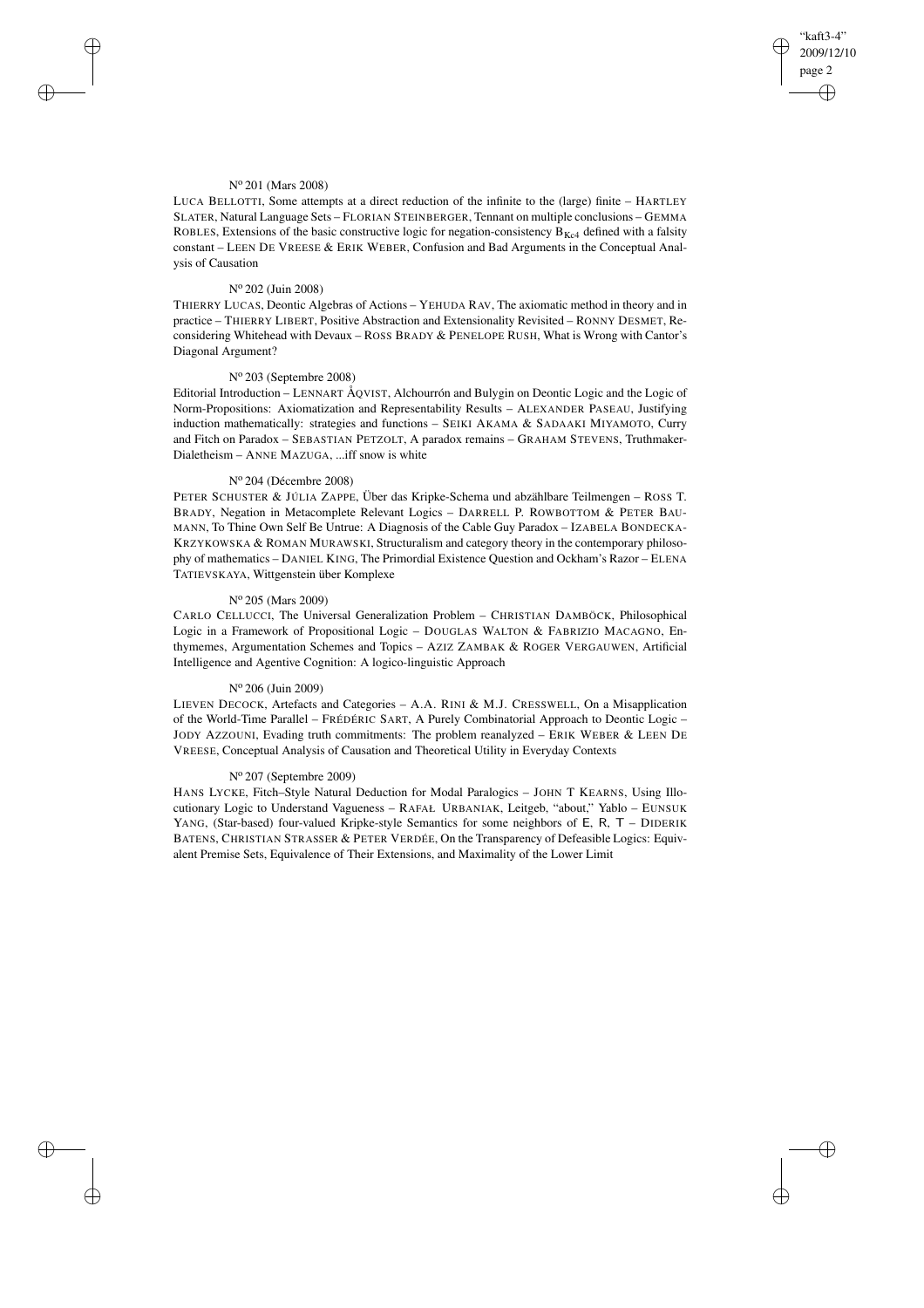N° 201 (Mars 2008)

LUCA BELLOTTI, Some attempts at a direct reduction of the infinite to the (large) finite – HARTLEY SLATER, Natural Language Sets – FLORIAN STEINBERGER, Tennant on multiple conclusions – GEMMA ROBLES, Extensions of the basic constructive logic for negation-consistency $B_{Kc4}$ defined with a falsity constant – LEEN DE VREESE & ERIK WEBER, Confusion and Bad Arguments in the Conceptual Analysis of Causation

N° 202 (Juin 2008)

THIERRY LUCAS, Deontic Algebras of Actions – YEHUDA RAV, The axiomatic method in theory and in practice – THIERRY LIBERT, Positive Abstraction and Extensionality Revisited – RONNY DESMET, Reconsidering Whitehead with Devaux – ROSS BRADY & PENELOPE RUSH, What is Wrong with Cantor's Diagonal Argument?

N° 203 (Septembre 2008)

Editorial Introduction – LENNART ÅQVIST, Alchourrón and Bulygin on Deontic Logic and the Logic of Norm-Propositions: Axiomatization and Representability Results – ALEXANDER PASEAU, Justifying induction mathematically: strategies and functions – SEIKI AKAMA & SADAAKI MIYAMOTO, Curry and Fitch on Paradox – SEBASTIAN PETZOLT, A paradox remains – GRAHAM STEVENS, Truthmaker-Dialetheism – ANNE MAZUGA, ...iff snow is white

N° 204 (Décembre 2008)

PETER SCHUSTER & JÚLIA ZAPPE, Über das Kripke-Schema und abzählbare Teilmengen – ROSS T. BRADY, Negation in Metacomplete Relevant Logics – DARRELL P. ROWBOTTOM & PETER BAUMANN, To Thine Own Self Be Untrue: A Diagnosis of the Cable Guy Paradox – IZABELA BONDECKA-KRZYKOWSKA & ROMAN MURAWSKI, Structuralism and category theory in the contemporary philosophy of mathematics – DANIEL KING, The Primordial Existence Question and Ockham's Razor – ELENA TATIEVSKAYA, Wittgenstein über Komplexe

N° 205 (Mars 2009)

CARLO CELLUCCI, The Universal Generalization Problem – CHRISTIAN DAMBÖCK, Philosophical Logic in a Framework of Propositional Logic – DOUGLAS WALTON & FABRIZIO MACAGNO, Enthymemes, Argumentation Schemes and Topics – AZIZ ZAMBAK & ROGER VERGAUWEN, Artificial Intelligence and Agentive Cognition: A logico-linguistic Approach

N° 206 (Juin 2009)

LIEVEN DECOCK, Artefacts and Categories – A.A. RINI & M.J. CRESSWELL, On a Misapplication of the World-Time Parallel – FRÉDÉRIC SART, A Purely Combinatorial Approach to Deontic Logic – JODY AZZOUNI, Evading truth commitments: The problem reanalyzed – ERIK WEBER & LEEN DE VREESE, Conceptual Analysis of Causation and Theoretical Utility in Everyday Contexts

N° 207 (Septembre 2009)

HANS LYCKE, Fitch–Style Natural Deduction for Modal Paralogics – JOHN T KEARNS, Using Illocutionary Logic to Understand Vagueness – RAFAŁ URBANIAK, Leitgeb, "about," Yablo – EUNSUK YANG, (Star-based) four-valued Kripke-style Semantics for some neighbors of E, R, T – DIDERIK BATENS, CHRISTIAN STRASSER & PETER VERDÉE, On the Transparency of Defeasible Logics: Equivalent Premise Sets, Equivalence of Their Extensions, and Maximality of the Lower Limit